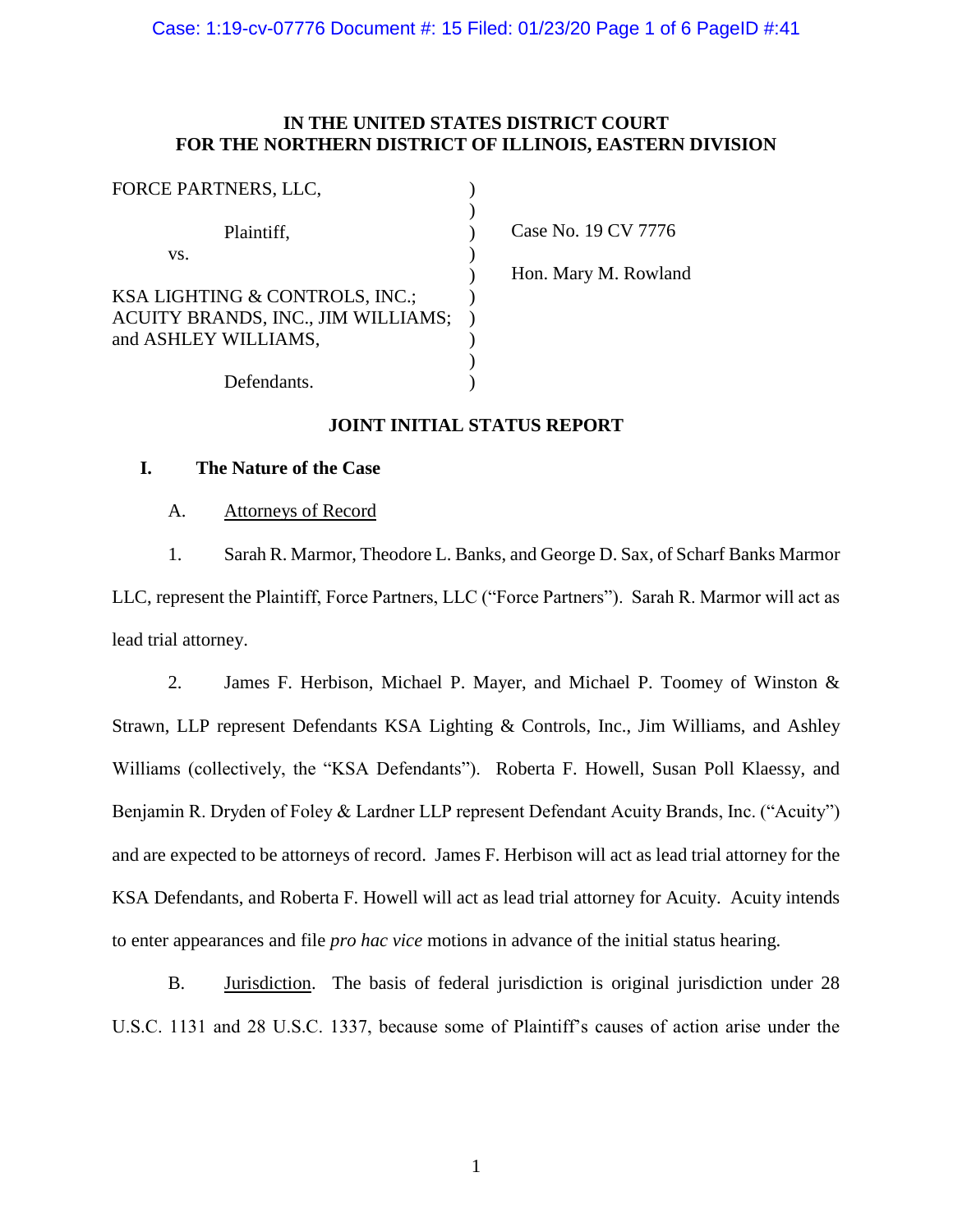**IN THE UNITED STATES DISTRICT COURT**
**FOR THE NORTHERN DISTRICT OF ILLINOIS, EASTERN DIVISION**

| | | |
|---|---|---|
| FORCE PARTNERS, LLC, | ) | |
| Plaintiff, | ) | Case No. 19 CV 7776 |
| vs. | ) | |
| | ) | Hon. Mary M. Rowland |
| KSA LIGHTING & CONTROLS, INC.; ACUITY BRANDS, INC., JIM WILLIAMS; and ASHLEY WILLIAMS, | ) | |
| Defendants. | ) | |

**JOINT INITIAL STATUS REPORT**

## I. The Nature of the Case

A. Attorneys of Record

1. Sarah R. Marmor, Theodore L. Banks, and George D. Sax, of Scharf Banks Marmor LLC, represent the Plaintiff, Force Partners, LLC ("Force Partners"). Sarah R. Marmor will act as lead trial attorney.

2. James F. Herbison, Michael P. Mayer, and Michael P. Toomey of Winston & Strawn, LLP represent Defendants KSA Lighting & Controls, Inc., Jim Williams, and Ashley Williams (collectively, the "KSA Defendants"). Roberta F. Howell, Susan Poll Klaessy, and Benjamin R. Dryden of Foley & Lardner LLP represent Defendant Acuity Brands, Inc. ("Acuity") and are expected to be attorneys of record. James F. Herbison will act as lead trial attorney for the KSA Defendants, and Roberta F. Howell will act as lead trial attorney for Acuity. Acuity intends to enter appearances and file *pro hac vice* motions in advance of the initial status hearing.

B. Jurisdiction. The basis of federal jurisdiction is original jurisdiction under 28 U.S.C. 1131 and 28 U.S.C. 1337, because some of Plaintiff's causes of action arise under the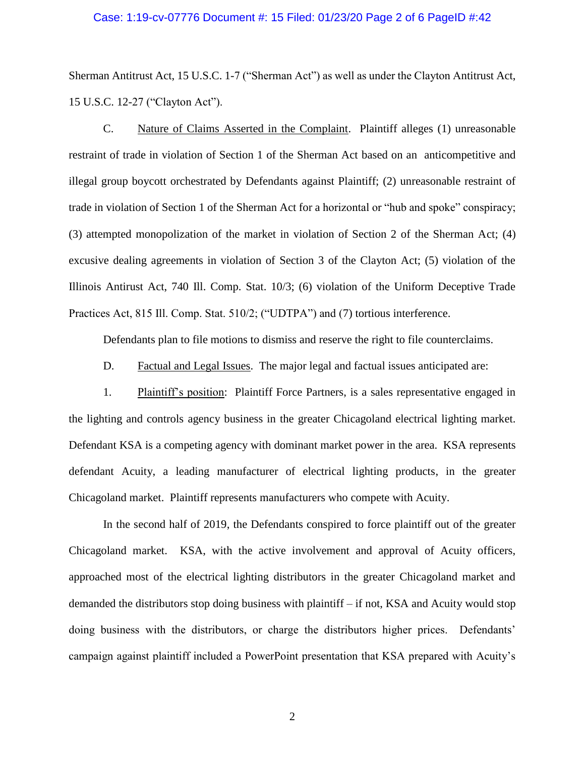Sherman Antitrust Act, 15 U.S.C. 1-7 ("Sherman Act") as well as under the Clayton Antitrust Act, 15 U.S.C. 12-27 ("Clayton Act").

C. Nature of Claims Asserted in the Complaint. Plaintiff alleges (1) unreasonable restraint of trade in violation of Section 1 of the Sherman Act based on an anticompetitive and illegal group boycott orchestrated by Defendants against Plaintiff; (2) unreasonable restraint of trade in violation of Section 1 of the Sherman Act for a horizontal or "hub and spoke" conspiracy; (3) attempted monopolization of the market in violation of Section 2 of the Sherman Act; (4) excusive dealing agreements in violation of Section 3 of the Clayton Act; (5) violation of the Illinois Antirust Act, 740 Ill. Comp. Stat. 10/3; (6) violation of the Uniform Deceptive Trade Practices Act, 815 Ill. Comp. Stat. 510/2; ("UDTPA") and (7) tortious interference.

Defendants plan to file motions to dismiss and reserve the right to file counterclaims.

D. Factual and Legal Issues. The major legal and factual issues anticipated are:

1. Plaintiff's position: Plaintiff Force Partners, is a sales representative engaged in the lighting and controls agency business in the greater Chicagoland electrical lighting market. Defendant KSA is a competing agency with dominant market power in the area. KSA represents defendant Acuity, a leading manufacturer of electrical lighting products, in the greater Chicagoland market. Plaintiff represents manufacturers who compete with Acuity.

In the second half of 2019, the Defendants conspired to force plaintiff out of the greater Chicagoland market. KSA, with the active involvement and approval of Acuity officers, approached most of the electrical lighting distributors in the greater Chicagoland market and demanded the distributors stop doing business with plaintiff – if not, KSA and Acuity would stop doing business with the distributors, or charge the distributors higher prices. Defendants' campaign against plaintiff included a PowerPoint presentation that KSA prepared with Acuity's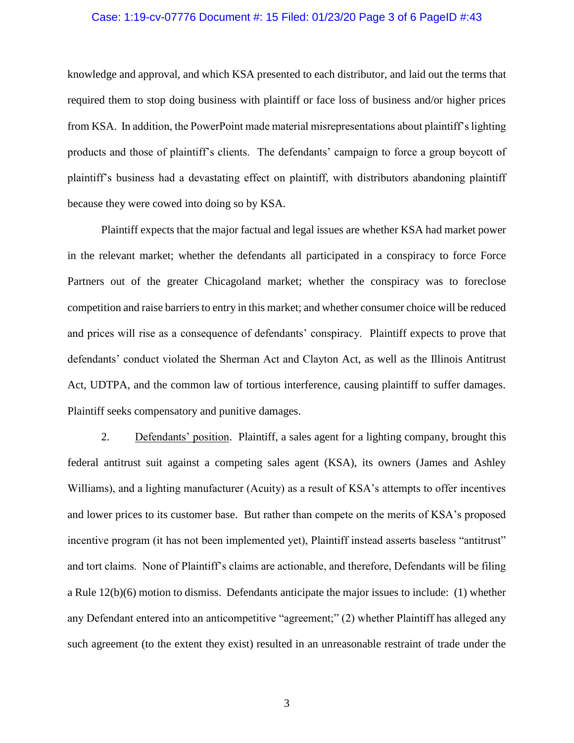knowledge and approval, and which KSA presented to each distributor, and laid out the terms that required them to stop doing business with plaintiff or face loss of business and/or higher prices from KSA. In addition, the PowerPoint made material misrepresentations about plaintiff's lighting products and those of plaintiff's clients. The defendants' campaign to force a group boycott of plaintiff's business had a devastating effect on plaintiff, with distributors abandoning plaintiff because they were cowed into doing so by KSA.

Plaintiff expects that the major factual and legal issues are whether KSA had market power in the relevant market; whether the defendants all participated in a conspiracy to force Force Partners out of the greater Chicagoland market; whether the conspiracy was to foreclose competition and raise barriers to entry in this market; and whether consumer choice will be reduced and prices will rise as a consequence of defendants' conspiracy. Plaintiff expects to prove that defendants' conduct violated the Sherman Act and Clayton Act, as well as the Illinois Antitrust Act, UDTPA, and the common law of tortious interference, causing plaintiff to suffer damages. Plaintiff seeks compensatory and punitive damages.

2. Defendants' position. Plaintiff, a sales agent for a lighting company, brought this federal antitrust suit against a competing sales agent (KSA), its owners (James and Ashley Williams), and a lighting manufacturer (Acuity) as a result of KSA's attempts to offer incentives and lower prices to its customer base. But rather than compete on the merits of KSA's proposed incentive program (it has not been implemented yet), Plaintiff instead asserts baseless "antitrust" and tort claims. None of Plaintiff's claims are actionable, and therefore, Defendants will be filing a Rule 12(b)(6) motion to dismiss. Defendants anticipate the major issues to include: (1) whether any Defendant entered into an anticompetitive "agreement;" (2) whether Plaintiff has alleged any such agreement (to the extent they exist) resulted in an unreasonable restraint of trade under the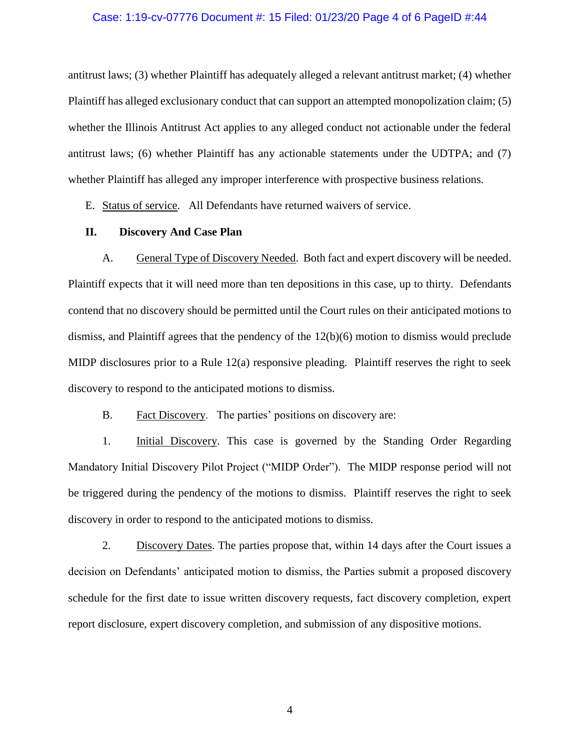antitrust laws; (3) whether Plaintiff has adequately alleged a relevant antitrust market; (4) whether Plaintiff has alleged exclusionary conduct that can support an attempted monopolization claim; (5) whether the Illinois Antitrust Act applies to any alleged conduct not actionable under the federal antitrust laws; (6) whether Plaintiff has any actionable statements under the UDTPA; and (7) whether Plaintiff has alleged any improper interference with prospective business relations.

E. Status of service. All Defendants have returned waivers of service.

## II. Discovery And Case Plan

A. General Type of Discovery Needed. Both fact and expert discovery will be needed. Plaintiff expects that it will need more than ten depositions in this case, up to thirty. Defendants contend that no discovery should be permitted until the Court rules on their anticipated motions to dismiss, and Plaintiff agrees that the pendency of the 12(b)(6) motion to dismiss would preclude MIDP disclosures prior to a Rule 12(a) responsive pleading. Plaintiff reserves the right to seek discovery to respond to the anticipated motions to dismiss.

B. Fact Discovery. The parties' positions on discovery are:

1. Initial Discovery. This case is governed by the Standing Order Regarding Mandatory Initial Discovery Pilot Project ("MIDP Order"). The MIDP response period will not be triggered during the pendency of the motions to dismiss. Plaintiff reserves the right to seek discovery in order to respond to the anticipated motions to dismiss.

2. Discovery Dates. The parties propose that, within 14 days after the Court issues a decision on Defendants' anticipated motion to dismiss, the Parties submit a proposed discovery schedule for the first date to issue written discovery requests, fact discovery completion, expert report disclosure, expert discovery completion, and submission of any dispositive motions.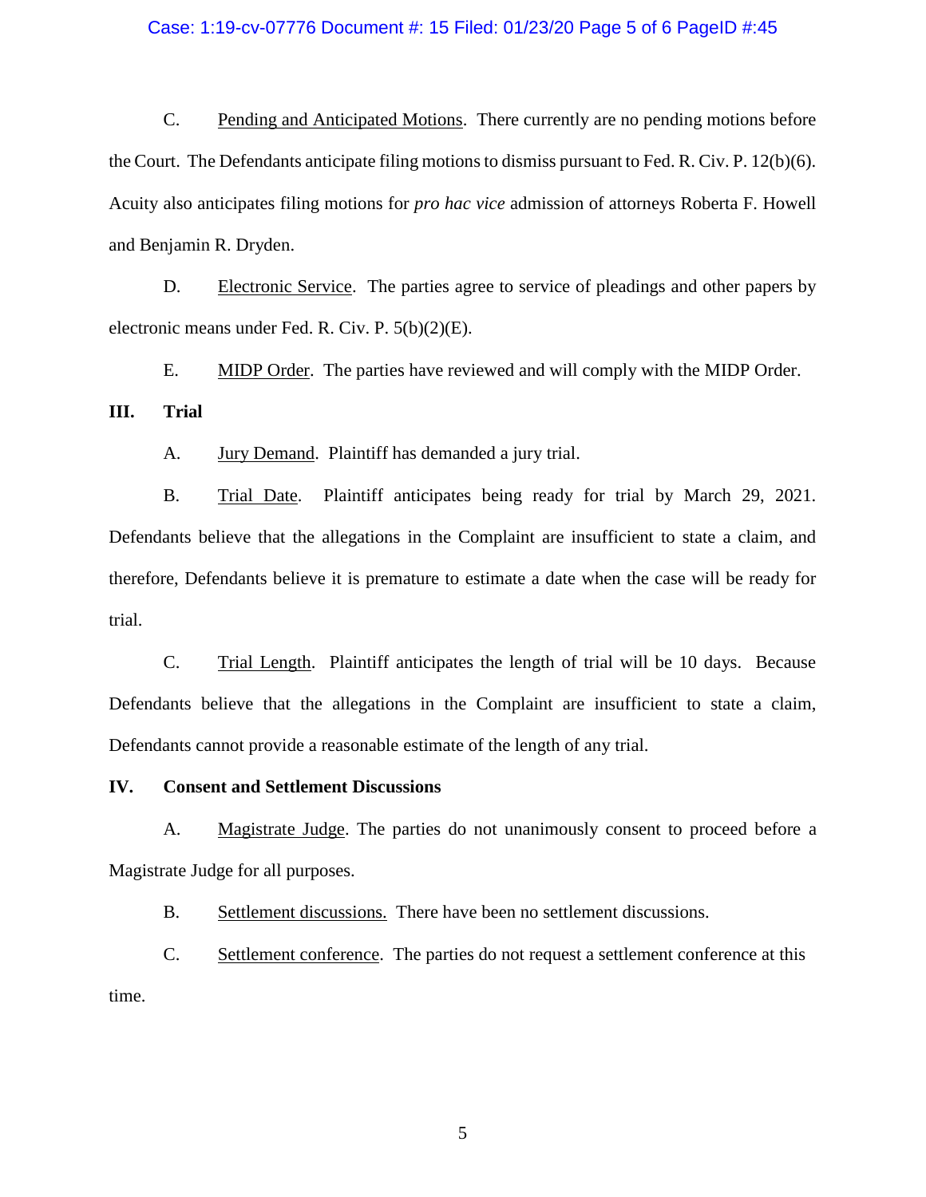C. Pending and Anticipated Motions. There currently are no pending motions before the Court. The Defendants anticipate filing motions to dismiss pursuant to Fed. R. Civ. P. 12(b)(6). Acuity also anticipates filing motions for *pro hac vice* admission of attorneys Roberta F. Howell and Benjamin R. Dryden.

D. Electronic Service. The parties agree to service of pleadings and other papers by electronic means under Fed. R. Civ. P. 5(b)(2)(E).

E. MIDP Order. The parties have reviewed and will comply with the MIDP Order.

## III. Trial

A. Jury Demand. Plaintiff has demanded a jury trial.

B. Trial Date. Plaintiff anticipates being ready for trial by March 29, 2021. Defendants believe that the allegations in the Complaint are insufficient to state a claim, and therefore, Defendants believe it is premature to estimate a date when the case will be ready for trial.

C. Trial Length. Plaintiff anticipates the length of trial will be 10 days. Because Defendants believe that the allegations in the Complaint are insufficient to state a claim, Defendants cannot provide a reasonable estimate of the length of any trial.

## IV. Consent and Settlement Discussions

A. Magistrate Judge. The parties do not unanimously consent to proceed before a Magistrate Judge for all purposes.

B. Settlement discussions. There have been no settlement discussions.

C. Settlement conference. The parties do not request a settlement conference at this time.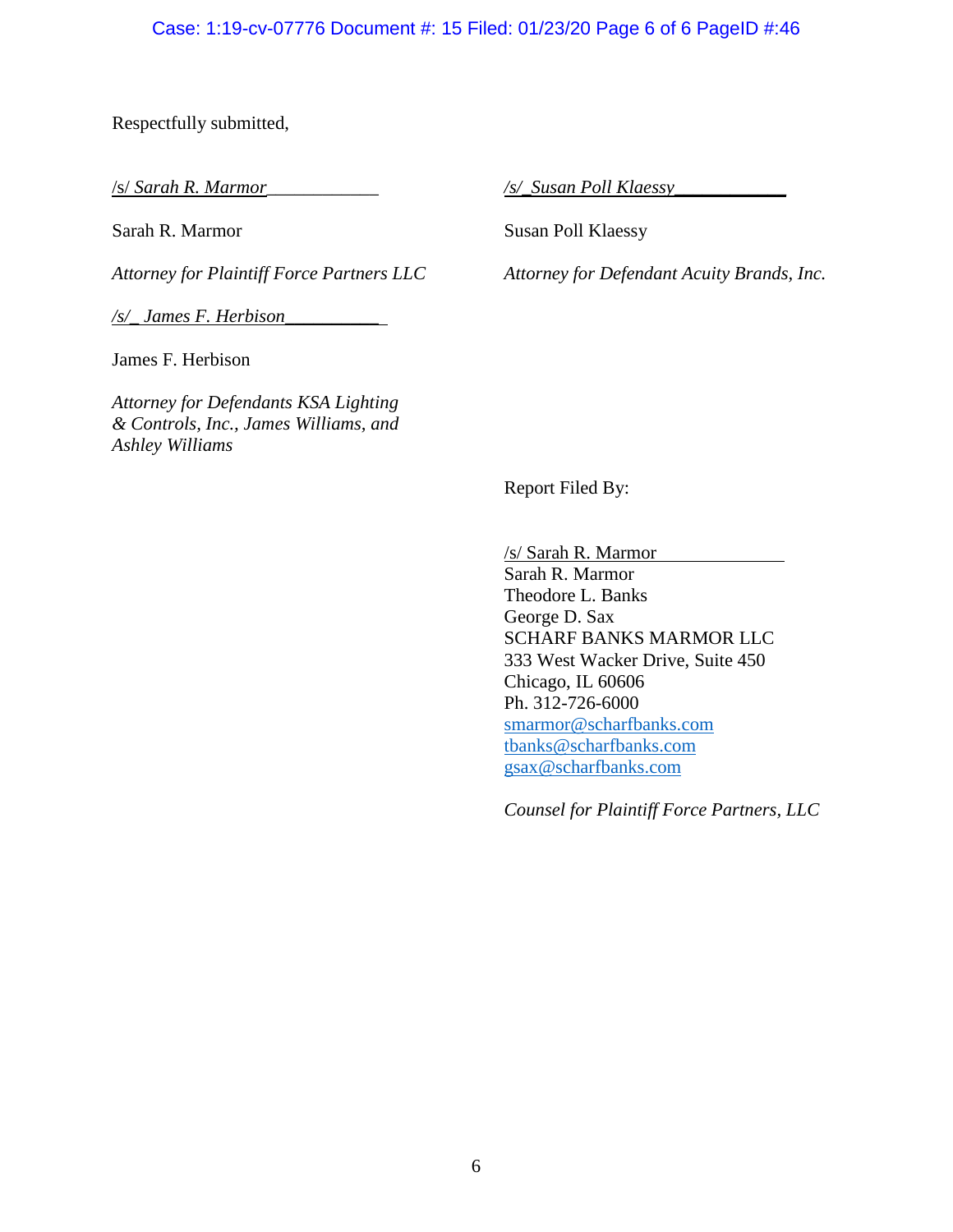Respectfully submitted,

/s/ *Sarah R. Marmor*

Sarah R. Marmor

*Attorney for Plaintiff Force Partners LLC*

*/s/_ James F. Herbison*

James F. Herbison

*Attorney for Defendants KSA Lighting & Controls, Inc., James Williams, and Ashley Williams*

*/s/_Susan Poll Klaessy*

Susan Poll Klaessy

*Attorney for Defendant Acuity Brands, Inc.*

Report Filed By:

/s/ Sarah R. Marmor
Sarah R. Marmor
Theodore L. Banks
George D. Sax
SCHARF BANKS MARMOR LLC
333 West Wacker Drive, Suite 450
Chicago, IL 60606
Ph. 312-726-6000
smarmor@scharfbanks.com
tbanks@scharfbanks.com
gsax@scharfbanks.com

*Counsel for Plaintiff Force Partners, LLC*